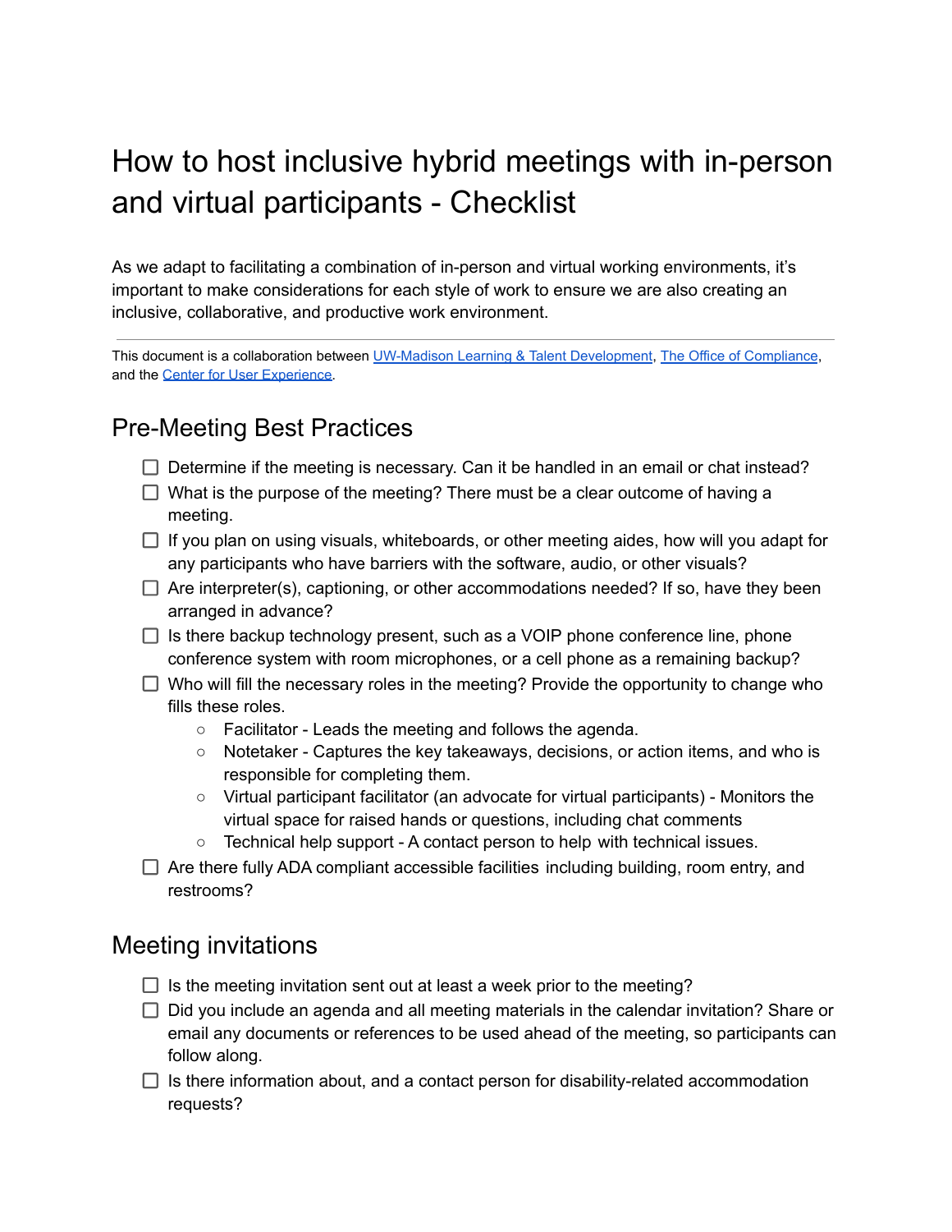# How to host inclusive hybrid meetings with in-person and virtual participants - Checklist

As we adapt to facilitating a combination of in-person and virtual working environments, it's important to make considerations for each style of work to ensure we are also creating an inclusive, collaborative, and productive work environment.

---

This document is a collaboration between [UW-Madison Learning & Talent Development](), [The Office of Compliance](), and the [Center for User Experience]().

## Pre-Meeting Best Practices

- [ ] Determine if the meeting is necessary. Can it be handled in an email or chat instead?
- [ ] What is the purpose of the meeting? There must be a clear outcome of having a meeting.
- [ ] If you plan on using visuals, whiteboards, or other meeting aides, how will you adapt for any participants who have barriers with the software, audio, or other visuals?
- [ ] Are interpreter(s), captioning, or other accommodations needed? If so, have they been arranged in advance?
- [ ] Is there backup technology present, such as a VOIP phone conference line, phone conference system with room microphones, or a cell phone as a remaining backup?
- [ ] Who will fill the necessary roles in the meeting? Provide the opportunity to change who fills these roles.
    - Facilitator - Leads the meeting and follows the agenda.
    - Notetaker - Captures the key takeaways, decisions, or action items, and who is responsible for completing them.
    - Virtual participant facilitator (an advocate for virtual participants) - Monitors the virtual space for raised hands or questions, including chat comments
    - Technical help support - A contact person to help with technical issues.
- [ ] Are there fully ADA compliant accessible facilities including building, room entry, and restrooms?

## Meeting invitations

- [ ] Is the meeting invitation sent out at least a week prior to the meeting?
- [ ] Did you include an agenda and all meeting materials in the calendar invitation? Share or email any documents or references to be used ahead of the meeting, so participants can follow along.
- [ ] Is there information about, and a contact person for disability-related accommodation requests?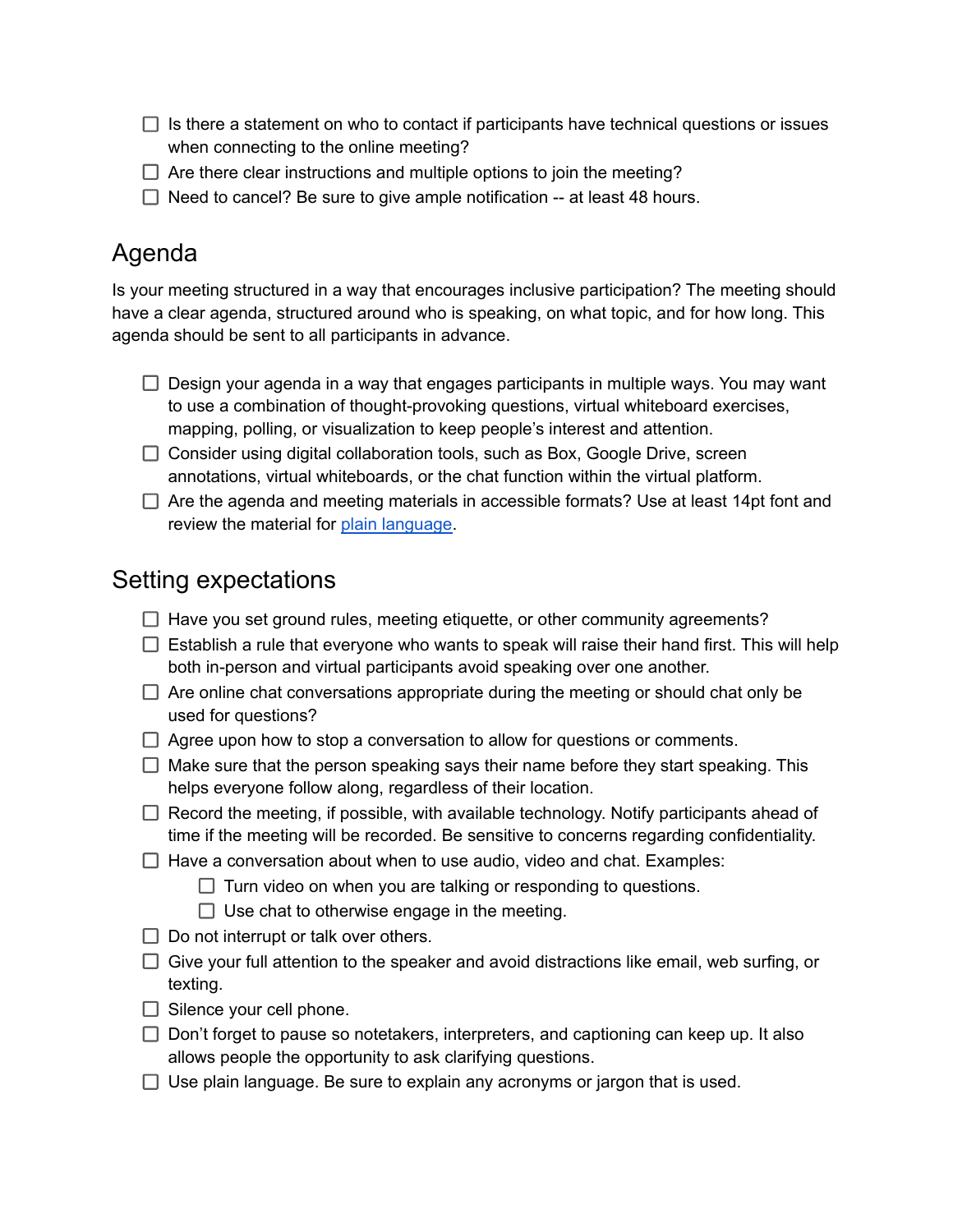- [ ] Is there a statement on who to contact if participants have technical questions or issues when connecting to the online meeting?
- [ ] Are there clear instructions and multiple options to join the meeting?
- [ ] Need to cancel? Be sure to give ample notification -- at least 48 hours.

## Agenda

Is your meeting structured in a way that encourages inclusive participation? The meeting should have a clear agenda, structured around who is speaking, on what topic, and for how long. This agenda should be sent to all participants in advance.

- [ ] Design your agenda in a way that engages participants in multiple ways. You may want to use a combination of thought-provoking questions, virtual whiteboard exercises, mapping, polling, or visualization to keep people's interest and attention.
- [ ] Consider using digital collaboration tools, such as Box, Google Drive, screen annotations, virtual whiteboards, or the chat function within the virtual platform.
- [ ] Are the agenda and meeting materials in accessible formats? Use at least 14pt font and review the material for [plain language](#).

## Setting expectations

- [ ] Have you set ground rules, meeting etiquette, or other community agreements?
- [ ] Establish a rule that everyone who wants to speak will raise their hand first. This will help both in-person and virtual participants avoid speaking over one another.
- [ ] Are online chat conversations appropriate during the meeting or should chat only be used for questions?
- [ ] Agree upon how to stop a conversation to allow for questions or comments.
- [ ] Make sure that the person speaking says their name before they start speaking. This helps everyone follow along, regardless of their location.
- [ ] Record the meeting, if possible, with available technology. Notify participants ahead of time if the meeting will be recorded. Be sensitive to concerns regarding confidentiality.
- [ ] Have a conversation about when to use audio, video and chat. Examples:
    - [ ] Turn video on when you are talking or responding to questions.
    - [ ] Use chat to otherwise engage in the meeting.
- [ ] Do not interrupt or talk over others.
- [ ] Give your full attention to the speaker and avoid distractions like email, web surfing, or texting.
- [ ] Silence your cell phone.
- [ ] Don't forget to pause so notetakers, interpreters, and captioning can keep up. It also allows people the opportunity to ask clarifying questions.
- [ ] Use plain language. Be sure to explain any acronyms or jargon that is used.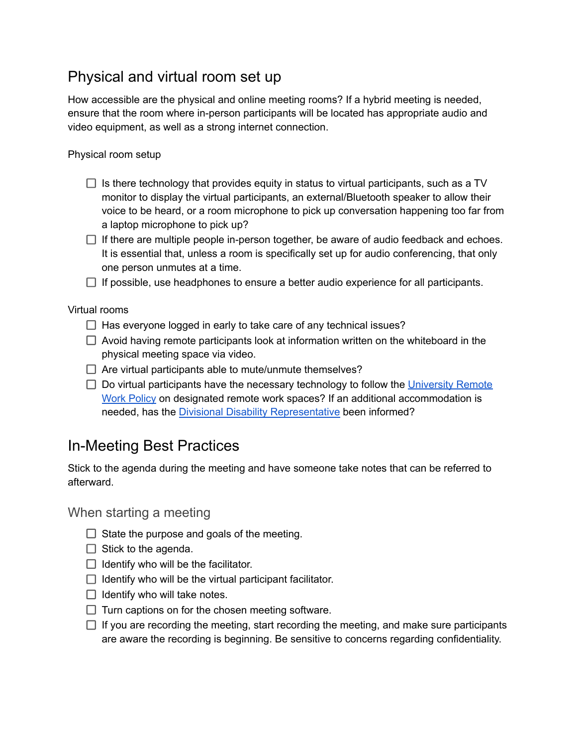## Physical and virtual room set up

How accessible are the physical and online meeting rooms? If a hybrid meeting is needed, ensure that the room where in-person participants will be located has appropriate audio and video equipment, as well as a strong internet connection.

Physical room setup

- [ ] Is there technology that provides equity in status to virtual participants, such as a TV monitor to display the virtual participants, an external/Bluetooth speaker to allow their voice to be heard, or a room microphone to pick up conversation happening too far from a laptop microphone to pick up?
- [ ] If there are multiple people in-person together, be aware of audio feedback and echoes. It is essential that, unless a room is specifically set up for audio conferencing, that only one person unmutes at a time.
- [ ] If possible, use headphones to ensure a better audio experience for all participants.

Virtual rooms

- [ ] Has everyone logged in early to take care of any technical issues?
- [ ] Avoid having remote participants look at information written on the whiteboard in the physical meeting space via video.
- [ ] Are virtual participants able to mute/unmute themselves?
- [ ] Do virtual participants have the necessary technology to follow the University Remote Work Policy on designated remote work spaces? If an additional accommodation is needed, has the Divisional Disability Representative been informed?

## In-Meeting Best Practices

Stick to the agenda during the meeting and have someone take notes that can be referred to afterward.

### When starting a meeting

- [ ] State the purpose and goals of the meeting.
- [ ] Stick to the agenda.
- [ ] Identify who will be the facilitator.
- [ ] Identify who will be the virtual participant facilitator.
- [ ] Identify who will take notes.
- [ ] Turn captions on for the chosen meeting software.
- [ ] If you are recording the meeting, start recording the meeting, and make sure participants are aware the recording is beginning. Be sensitive to concerns regarding confidentiality.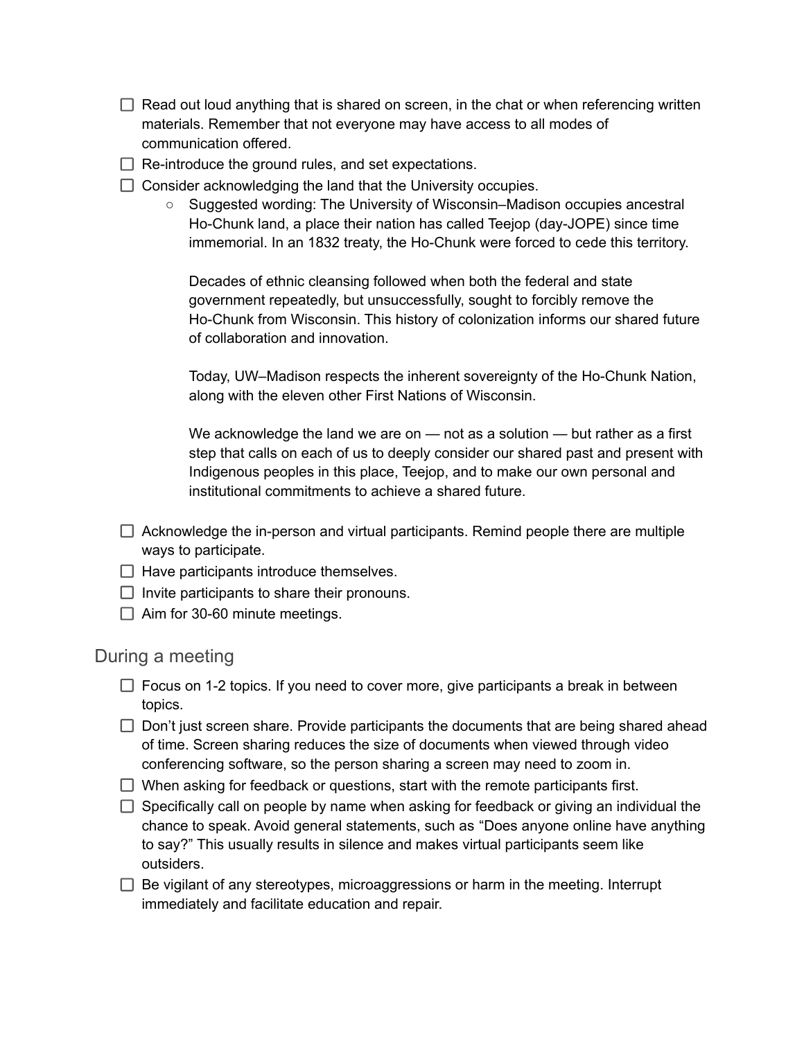- [ ] Read out loud anything that is shared on screen, in the chat or when referencing written materials. Remember that not everyone may have access to all modes of communication offered.
- [ ] Re-introduce the ground rules, and set expectations.
- [ ] Consider acknowledging the land that the University occupies.
  - Suggested wording: The University of Wisconsin–Madison occupies ancestral Ho-Chunk land, a place their nation has called Teejop (day-JOPE) since time immemorial. In an 1832 treaty, the Ho-Chunk were forced to cede this territory.

    Decades of ethnic cleansing followed when both the federal and state government repeatedly, but unsuccessfully, sought to forcibly remove the Ho-Chunk from Wisconsin. This history of colonization informs our shared future of collaboration and innovation.

    Today, UW–Madison respects the inherent sovereignty of the Ho-Chunk Nation, along with the eleven other First Nations of Wisconsin.

    We acknowledge the land we are on — not as a solution — but rather as a first step that calls on each of us to deeply consider our shared past and present with Indigenous peoples in this place, Teejop, and to make our own personal and institutional commitments to achieve a shared future.

- [ ] Acknowledge the in-person and virtual participants. Remind people there are multiple ways to participate.
- [ ] Have participants introduce themselves.
- [ ] Invite participants to share their pronouns.
- [ ] Aim for 30-60 minute meetings.

## During a meeting

- [ ] Focus on 1-2 topics. If you need to cover more, give participants a break in between topics.
- [ ] Don't just screen share. Provide participants the documents that are being shared ahead of time. Screen sharing reduces the size of documents when viewed through video conferencing software, so the person sharing a screen may need to zoom in.
- [ ] When asking for feedback or questions, start with the remote participants first.
- [ ] Specifically call on people by name when asking for feedback or giving an individual the chance to speak. Avoid general statements, such as "Does anyone online have anything to say?" This usually results in silence and makes virtual participants seem like outsiders.
- [ ] Be vigilant of any stereotypes, microaggressions or harm in the meeting. Interrupt immediately and facilitate education and repair.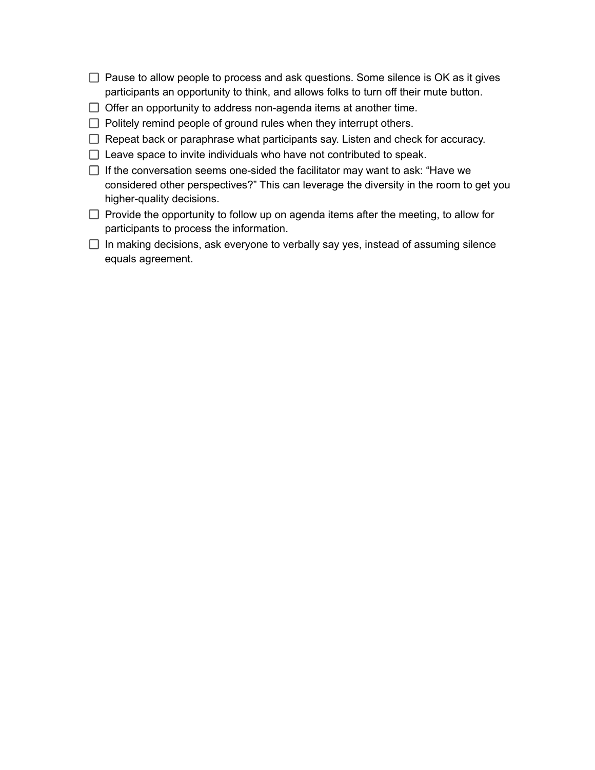- [ ] Pause to allow people to process and ask questions. Some silence is OK as it gives participants an opportunity to think, and allows folks to turn off their mute button.
- [ ] Offer an opportunity to address non-agenda items at another time.
- [ ] Politely remind people of ground rules when they interrupt others.
- [ ] Repeat back or paraphrase what participants say. Listen and check for accuracy.
- [ ] Leave space to invite individuals who have not contributed to speak.
- [ ] If the conversation seems one-sided the facilitator may want to ask: "Have we considered other perspectives?" This can leverage the diversity in the room to get you higher-quality decisions.
- [ ] Provide the opportunity to follow up on agenda items after the meeting, to allow for participants to process the information.
- [ ] In making decisions, ask everyone to verbally say yes, instead of assuming silence equals agreement.